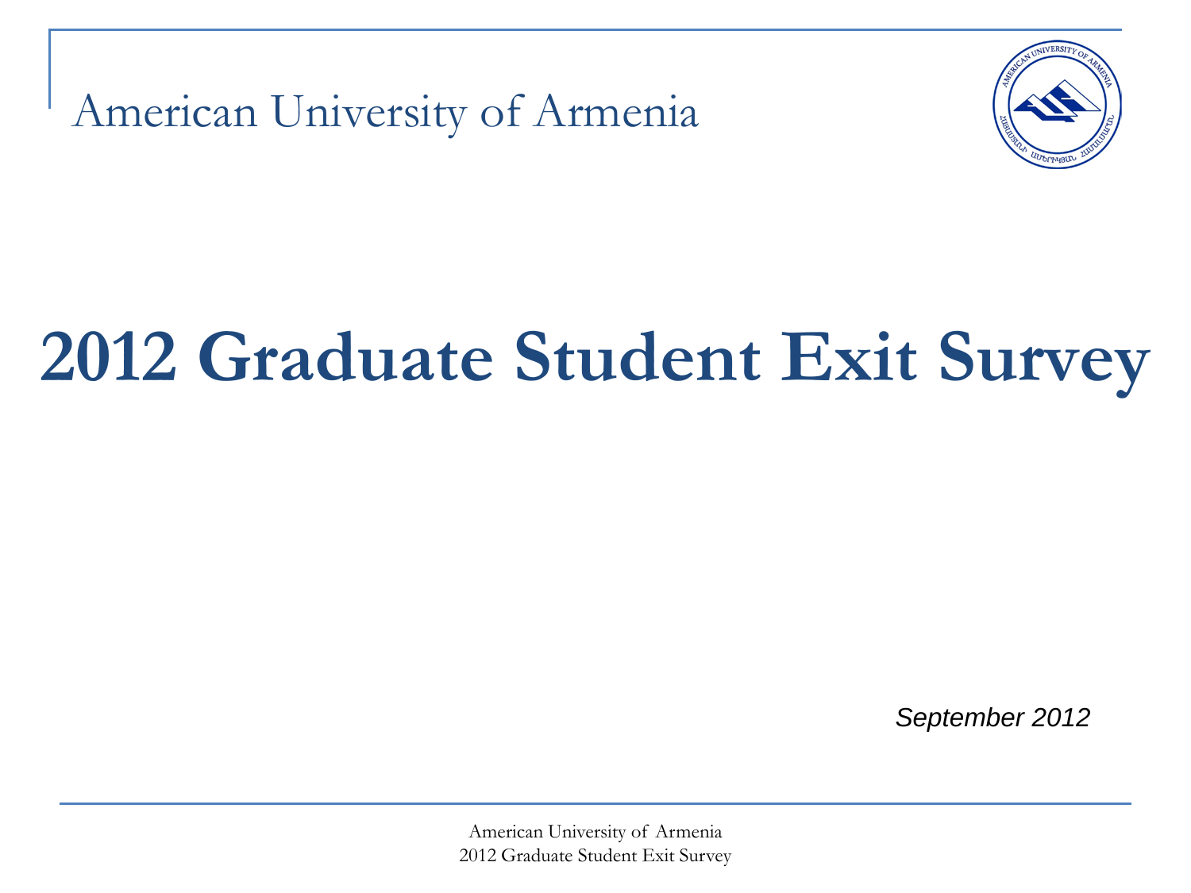American University of Armenia

# 2012 Graduate Student Exit Survey

*September 2012*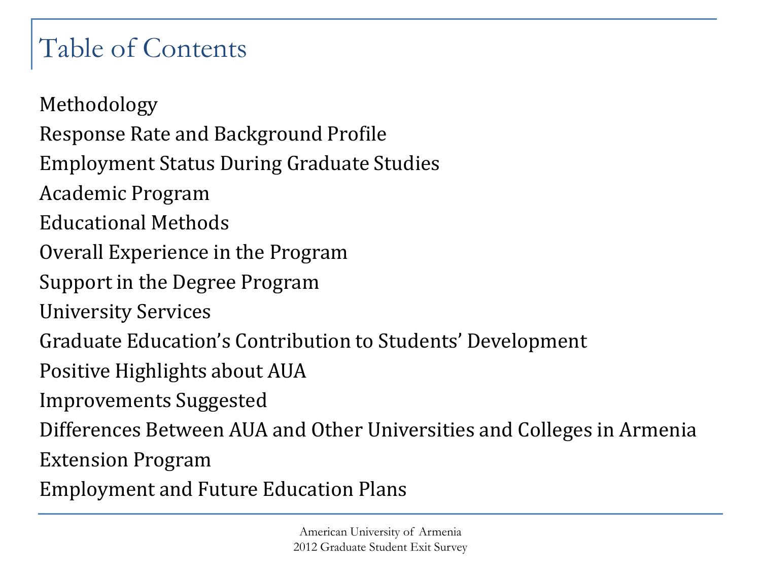# Table of Contents

Methodology

Response Rate and Background Profile

Employment Status During Graduate Studies

Academic Program

Educational Methods

Overall Experience in the Program

Support in the Degree Program

University Services

Graduate Education's Contribution to Students' Development

Positive Highlights about AUA

Improvements Suggested

Differences Between AUA and Other Universities and Colleges in Armenia

Extension Program

Employment and Future Education Plans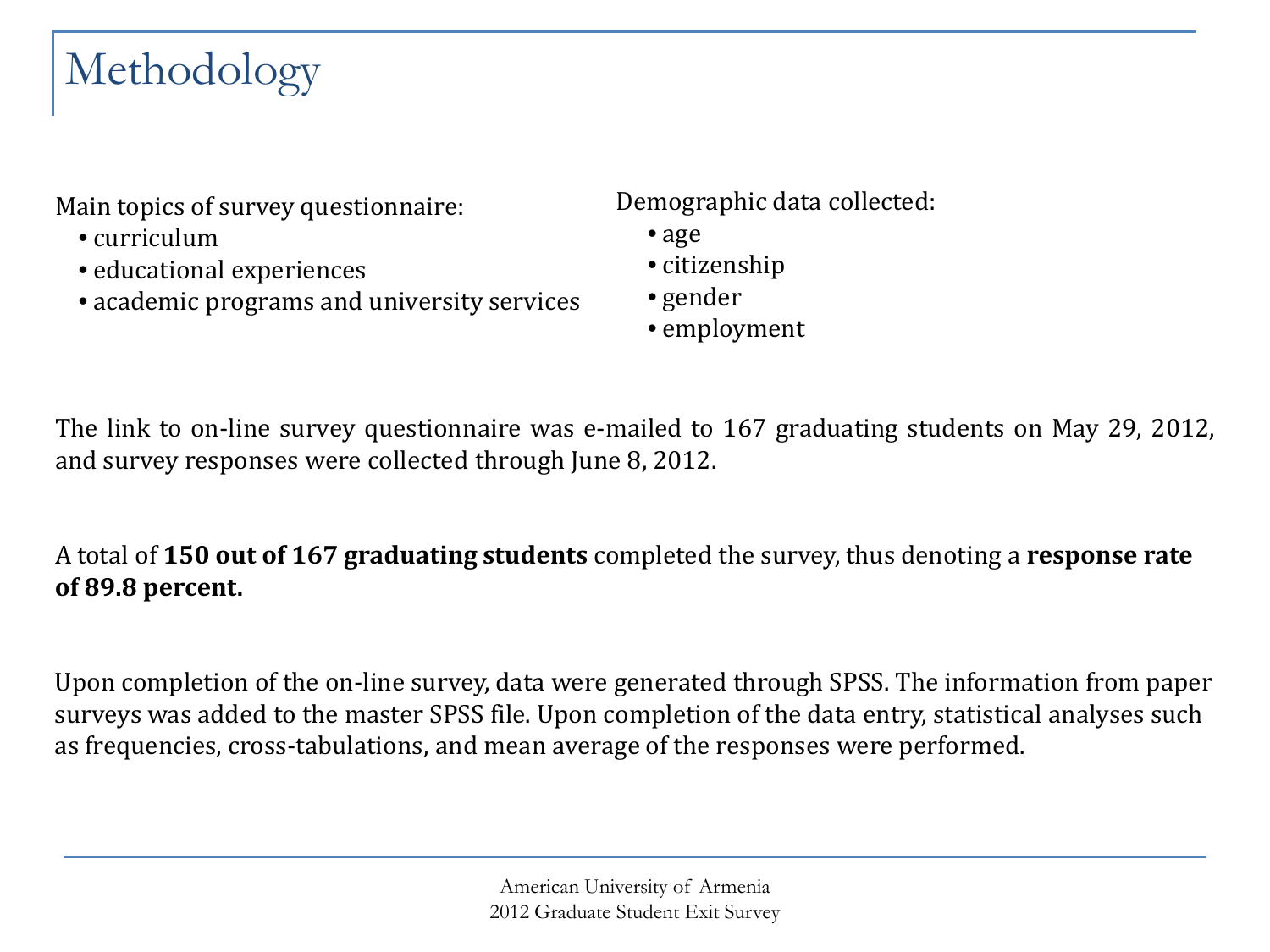# Methodology

Main topics of survey questionnaire:

- curriculum
- educational experiences
- academic programs and university services

Demographic data collected:

- age
- citizenship
- gender
- employment

The link to on-line survey questionnaire was e-mailed to 167 graduating students on May 29, 2012, and survey responses were collected through June 8, 2012.

A total of **150 out of 167 graduating students** completed the survey, thus denoting a **response rate of 89.8 percent.**

Upon completion of the on-line survey, data were generated through SPSS. The information from paper surveys was added to the master SPSS file. Upon completion of the data entry, statistical analyses such as frequencies, cross-tabulations, and mean average of the responses were performed.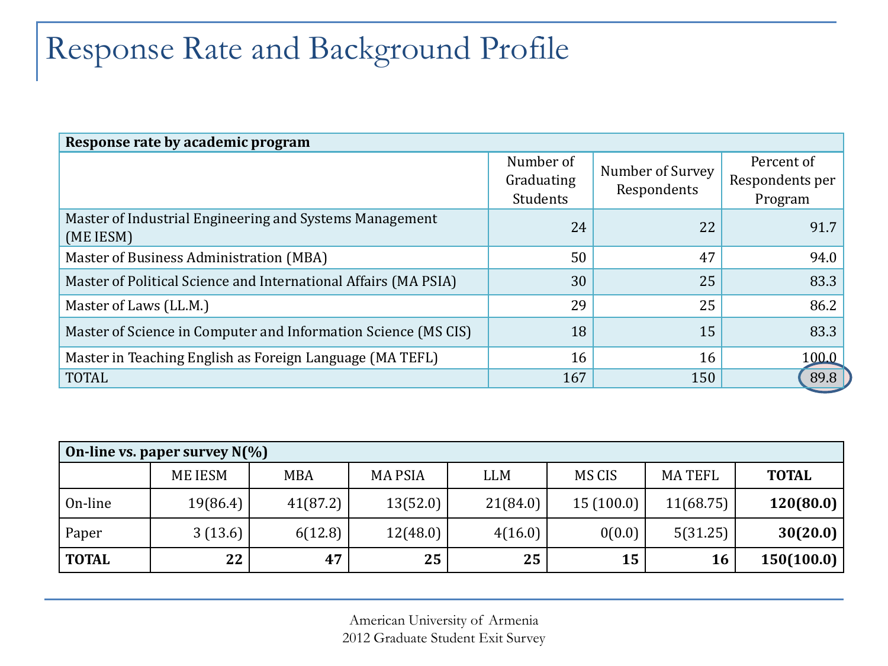# Response Rate and Background Profile

| Response rate by academic program | Number of Graduating Students | Number of Survey Respondents | Percent of Respondents per Program |
|---|---|---|---|
| Master of Industrial Engineering and Systems Management (ME IESM) | 24 | 22 | 91.7 |
| Master of Business Administration (MBA) | 50 | 47 | 94.0 |
| Master of Political Science and International Affairs (MA PSIA) | 30 | 25 | 83.3 |
| Master of Laws (LL.M.) | 29 | 25 | 86.2 |
| Master of Science in Computer and Information Science (MS CIS) | 18 | 15 | 83.3 |
| Master in Teaching English as Foreign Language (MA TEFL) | 16 | 16 | 100.0 |
| TOTAL | 167 | 150 | 89.8 |

**On-line vs. paper survey N(%)**

| | ME IESM | MBA | MA PSIA | LLM | MS CIS | MA TEFL | **TOTAL** |
|---|---|---|---|---|---|---|---|
| On-line | 19(86.4) | 41(87.2) | 13(52.0) | 21(84.0) | 15 (100.0) | 11(68.75) | **120(80.0)** |
| Paper | 3 (13.6) | 6(12.8) | 12(48.0) | 4(16.0) | 0(0.0) | 5(31.25) | **30(20.0)** |
| **TOTAL** | **22** | **47** | **25** | **25** | **15** | **16** | **150(100.0)** |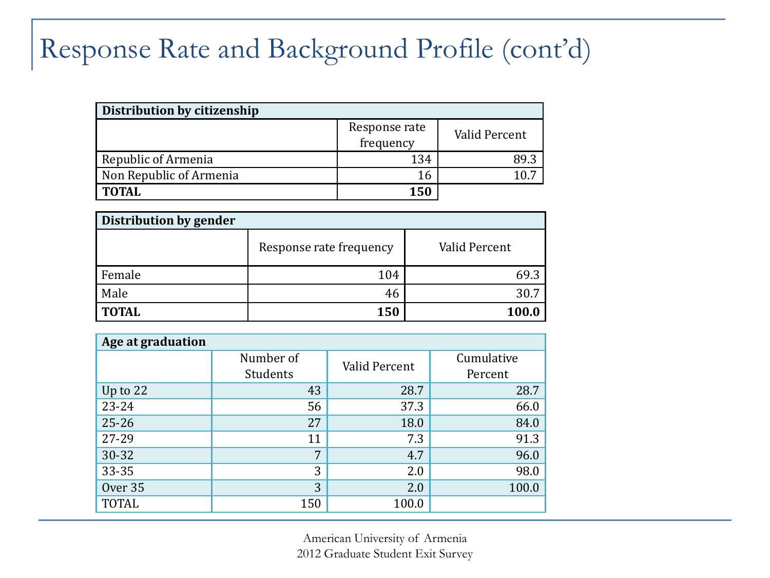# Response Rate and Background Profile (cont'd)

| Distribution by citizenship | | |
|---|---|---|
| | Response rate frequency | Valid Percent |
| Republic of Armenia | 134 | 89.3 |
| Non Republic of Armenia | 16 | 10.7 |
| **TOTAL** | **150** | |

| Distribution by gender | | |
|---|---|---|
| | Response rate frequency | Valid Percent |
| Female | 104 | 69.3 |
| Male | 46 | 30.7 |
| **TOTAL** | **150** | **100.0** |

| Age at graduation | | | |
|---|---|---|---|
| | Number of Students | Valid Percent | Cumulative Percent |
| Up to 22 | 43 | 28.7 | 28.7 |
| 23-24 | 56 | 37.3 | 66.0 |
| 25-26 | 27 | 18.0 | 84.0 |
| 27-29 | 11 | 7.3 | 91.3 |
| 30-32 | 7 | 4.7 | 96.0 |
| 33-35 | 3 | 2.0 | 98.0 |
| Over 35 | 3 | 2.0 | 100.0 |
| TOTAL | 150 | 100.0 | |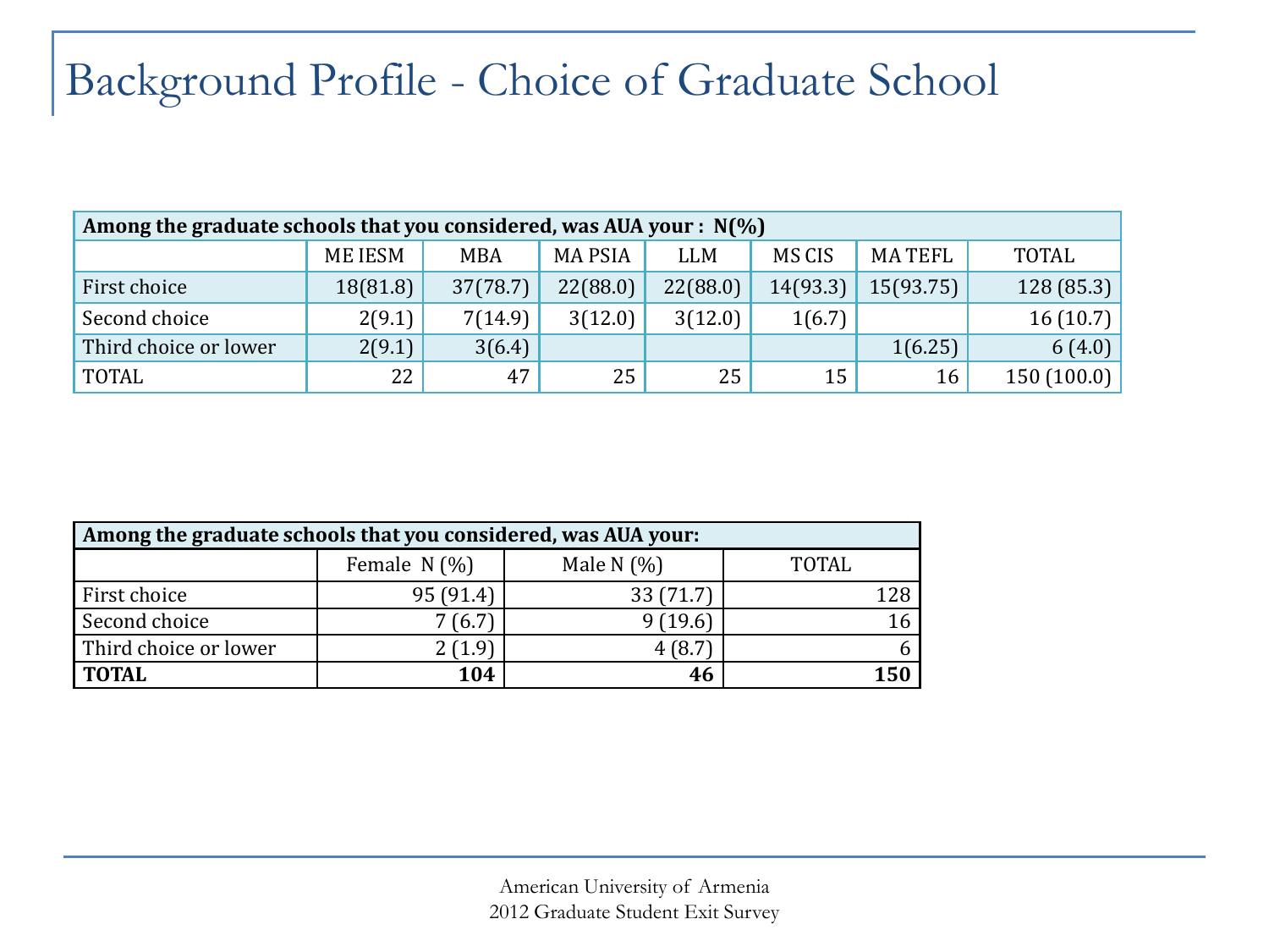# Background Profile - Choice of Graduate School

| Among the graduate schools that you considered, was AUA your : N(%) | | | | | | | |
|---|---|---|---|---|---|---|---|
| | ME IESM | MBA | MA PSIA | LLM | MS CIS | MA TEFL | TOTAL |
| First choice | 18(81.8) | 37(78.7) | 22(88.0) | 22(88.0) | 14(93.3) | 15(93.75) | 128 (85.3) |
| Second choice | 2(9.1) | 7(14.9) | 3(12.0) | 3(12.0) | 1(6.7) | | 16 (10.7) |
| Third choice or lower | 2(9.1) | 3(6.4) | | | | 1(6.25) | 6 (4.0) |
| TOTAL | 22 | 47 | 25 | 25 | 15 | 16 | 150 (100.0) |

| Among the graduate schools that you considered, was AUA your: | | | |
|---|---|---|---|
| | Female N (%) | Male N (%) | TOTAL |
| First choice | 95 (91.4) | 33 (71.7) | 128 |
| Second choice | 7 (6.7) | 9 (19.6) | 16 |
| Third choice or lower | 2 (1.9) | 4 (8.7) | 6 |
| **TOTAL** | **104** | **46** | **150** |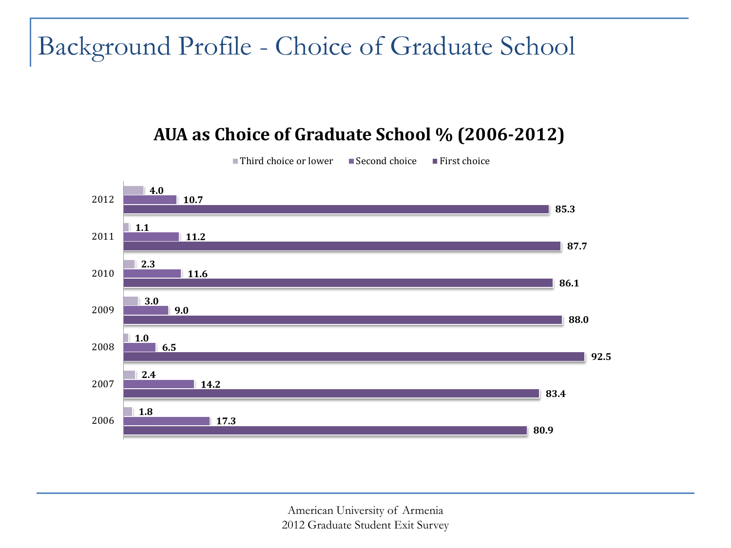# Background Profile - Choice of Graduate School

## AUA as Choice of Graduate School % (2006-2012)

| Year | Third choice or lower | Second choice | First choice |
|---|---|---|---|
| 2012 | 4.0 | 10.7 | 85.3 |
| 2011 | 1.1 | 11.2 | 87.7 |
| 2010 | 2.3 | 11.6 | 86.1 |
| 2009 | 3.0 | 9.0 | 88.0 |
| 2008 | 1.0 | 6.5 | 92.5 |
| 2007 | 2.4 | 14.2 | 83.4 |
| 2006 | 1.8 | 17.3 | 80.9 |

American University of Armenia
2012 Graduate Student Exit Survey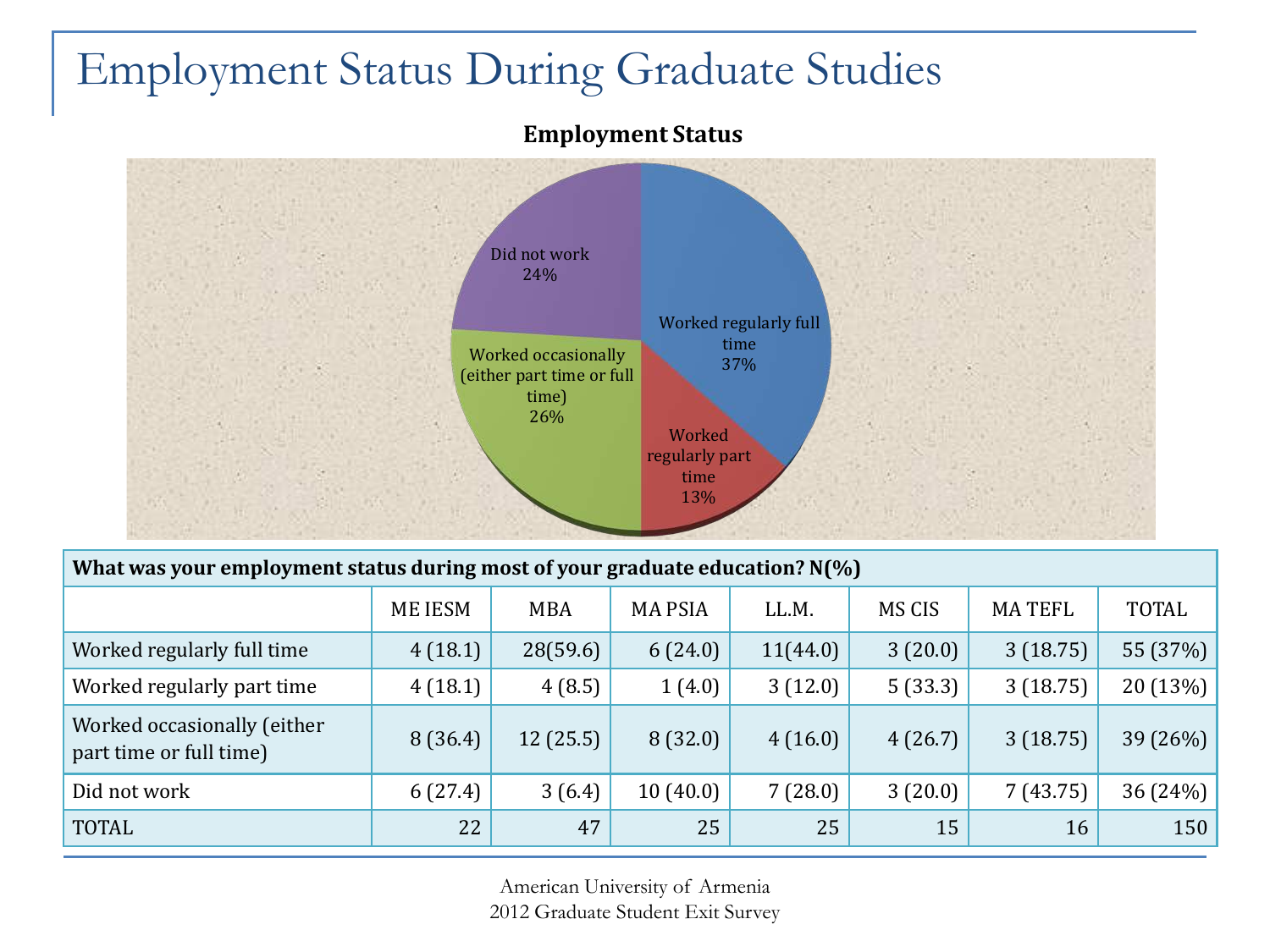# Employment Status During Graduate Studies

**Employment Status**

Did not work 24%

Worked regularly full time 37%

Worked regularly part time 13%

Worked occasionally (either part time or full time) 26%

| What was your employment status during most of your graduate education? N(%) | | | | | | | |
|---|---|---|---|---|---|---|---|
| | ME IESM | MBA | MA PSIA | LL.M. | MS CIS | MA TEFL | TOTAL |
| Worked regularly full time | 4 (18.1) | 28(59.6) | 6 (24.0) | 11(44.0) | 3 (20.0) | 3 (18.75) | 55 (37%) |
| Worked regularly part time | 4 (18.1) | 4 (8.5) | 1 (4.0) | 3 (12.0) | 5 (33.3) | 3 (18.75) | 20 (13%) |
| Worked occasionally (either part time or full time) | 8 (36.4) | 12 (25.5) | 8 (32.0) | 4 (16.0) | 4 (26.7) | 3 (18.75) | 39 (26%) |
| Did not work | 6 (27.4) | 3 (6.4) | 10 (40.0) | 7 (28.0) | 3 (20.0) | 7 (43.75) | 36 (24%) |
| TOTAL | 22 | 47 | 25 | 25 | 15 | 16 | 150 |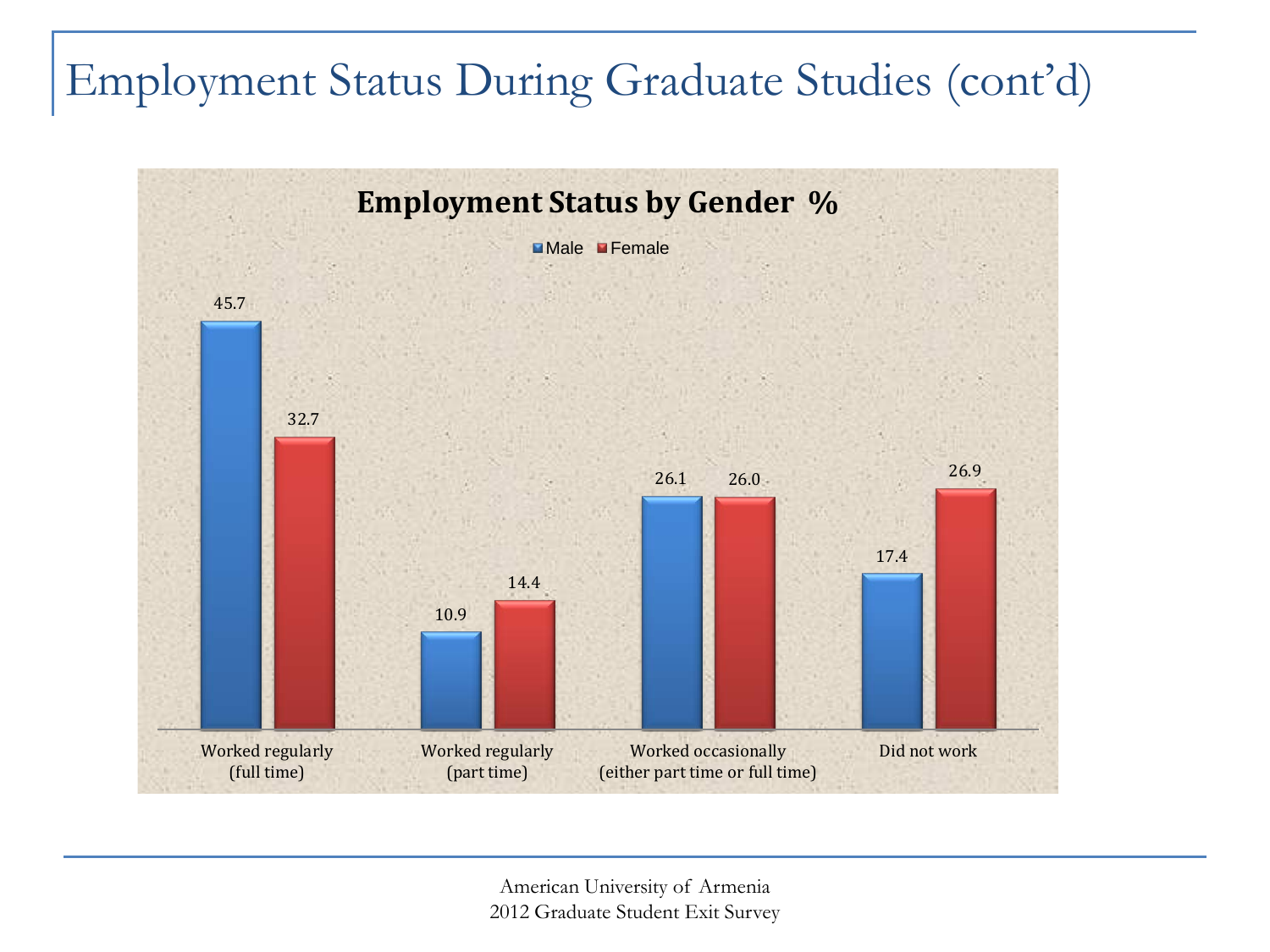# Employment Status During Graduate Studies (cont'd)

**Employment Status by Gender %**

| | Male | Female |
|---|---|---|
| Worked regularly (full time) | 45.7 | 32.7 |
| Worked regularly (part time) | 10.9 | 14.4 |
| Worked occasionally (either part time or full time) | 26.1 | 26.0 |
| Did not work | 17.4 | 26.9 |

American University of Armenia
2012 Graduate Student Exit Survey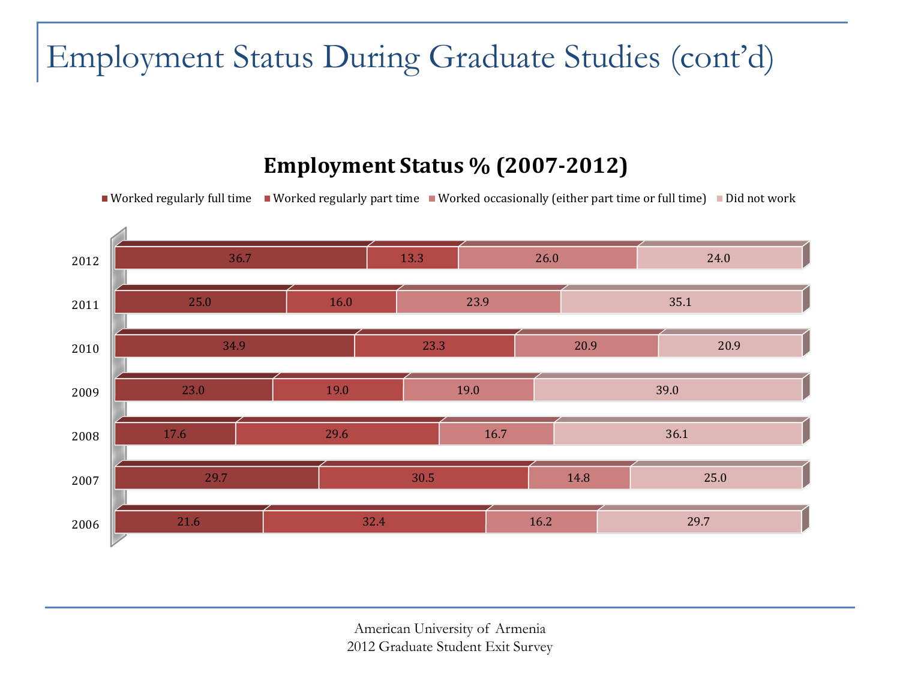# Employment Status During Graduate Studies (cont'd)

## Employment Status % (2007-2012)

| Year | Worked regularly full time | Worked regularly part time | Worked occasionally (either part time or full time) | Did not work |
|---|---|---|---|---|
| 2012 | 36.7 | 13.3 | 26.0 | 24.0 |
| 2011 | 25.0 | 16.0 | 23.9 | 35.1 |
| 2010 | 34.9 | 23.3 | 20.9 | 20.9 |
| 2009 | 23.0 | 19.0 | 19.0 | 39.0 |
| 2008 | 17.6 | 29.6 | 16.7 | 36.1 |
| 2007 | 29.7 | 30.5 | 14.8 | 25.0 |
| 2006 | 21.6 | 32.4 | 16.2 | 29.7 |

American University of Armenia
2012 Graduate Student Exit Survey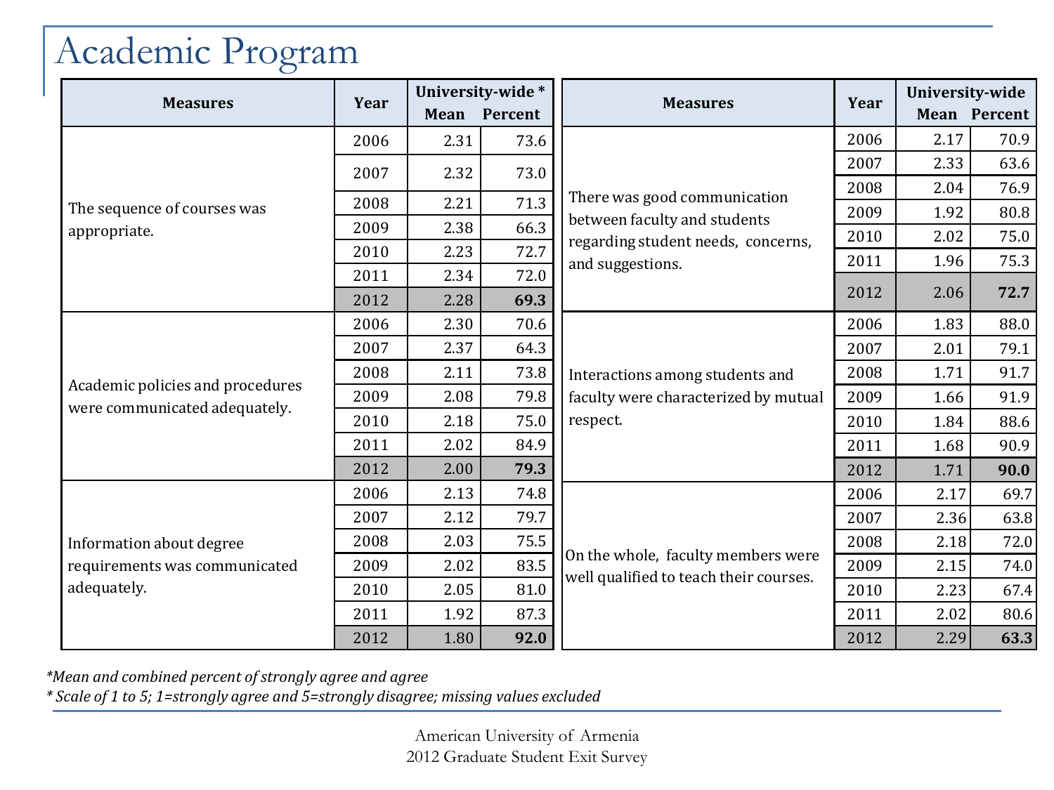# Academic Program

| Measures | Year | University-wide * | |
|---|---|---|---|
| | | Mean | Percent |
| The sequence of courses was appropriate. | 2006 | 2.31 | 73.6 |
| | 2007 | 2.32 | 73.0 |
| | 2008 | 2.21 | 71.3 |
| | 2009 | 2.38 | 66.3 |
| | 2010 | 2.23 | 72.7 |
| | 2011 | 2.34 | 72.0 |
| | 2012 | 2.28 | **69.3** |
| Academic policies and procedures were communicated adequately. | 2006 | 2.30 | 70.6 |
| | 2007 | 2.37 | 64.3 |
| | 2008 | 2.11 | 73.8 |
| | 2009 | 2.08 | 79.8 |
| | 2010 | 2.18 | 75.0 |
| | 2011 | 2.02 | 84.9 |
| | 2012 | 2.00 | **79.3** |
| Information about degree requirements was communicated adequately. | 2006 | 2.13 | 74.8 |
| | 2007 | 2.12 | 79.7 |
| | 2008 | 2.03 | 75.5 |
| | 2009 | 2.02 | 83.5 |
| | 2010 | 2.05 | 81.0 |
| | 2011 | 1.92 | 87.3 |
| | 2012 | 1.80 | **92.0** |

| Measures | Year | University-wide | |
|---|---|---|---|
| | | Mean | Percent |
| There was good communication between faculty and students regarding student needs, concerns, and suggestions. | 2006 | 2.17 | 70.9 |
| | 2007 | 2.33 | 63.6 |
| | 2008 | 2.04 | 76.9 |
| | 2009 | 1.92 | 80.8 |
| | 2010 | 2.02 | 75.0 |
| | 2011 | 1.96 | 75.3 |
| | 2012 | 2.06 | **72.7** |
| Interactions among students and faculty were characterized by mutual respect. | 2006 | 1.83 | 88.0 |
| | 2007 | 2.01 | 79.1 |
| | 2008 | 1.71 | 91.7 |
| | 2009 | 1.66 | 91.9 |
| | 2010 | 1.84 | 88.6 |
| | 2011 | 1.68 | 90.9 |
| | 2012 | 1.71 | **90.0** |
| On the whole, faculty members were well qualified to teach their courses. | 2006 | 2.17 | 69.7 |
| | 2007 | 2.36 | 63.8 |
| | 2008 | 2.18 | 72.0 |
| | 2009 | 2.15 | 74.0 |
| | 2010 | 2.23 | 67.4 |
| | 2011 | 2.02 | 80.6 |
| | 2012 | 2.29 | **63.3** |

*\*Mean and combined percent of strongly agree and agree*

*\* Scale of 1 to 5; 1=strongly agree and 5=strongly disagree; missing values excluded*

American University of Armenia
2012 Graduate Student Exit Survey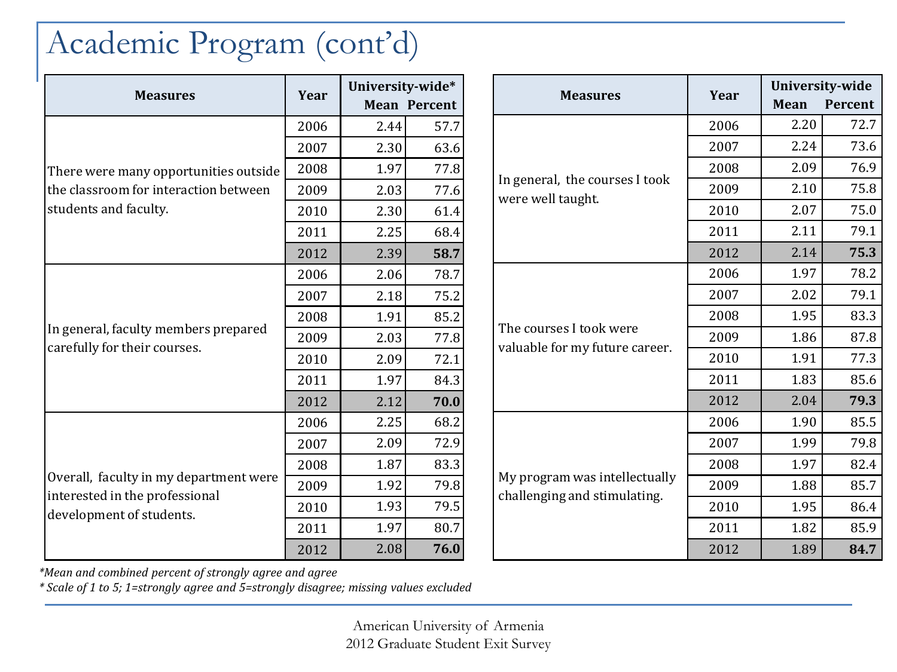# Academic Program (cont'd)

| Measures | Year | University-wide* | |
|---|---|---|---|
| | | Mean | Percent |
| There were many opportunities outside the classroom for interaction between students and faculty. | 2006 | 2.44 | 57.7 |
| | 2007 | 2.30 | 63.6 |
| | 2008 | 1.97 | 77.8 |
| | 2009 | 2.03 | 77.6 |
| | 2010 | 2.30 | 61.4 |
| | 2011 | 2.25 | 68.4 |
| | 2012 | 2.39 | **58.7** |
| In general, faculty members prepared carefully for their courses. | 2006 | 2.06 | 78.7 |
| | 2007 | 2.18 | 75.2 |
| | 2008 | 1.91 | 85.2 |
| | 2009 | 2.03 | 77.8 |
| | 2010 | 2.09 | 72.1 |
| | 2011 | 1.97 | 84.3 |
| | 2012 | 2.12 | **70.0** |
| Overall, faculty in my department were interested in the professional development of students. | 2006 | 2.25 | 68.2 |
| | 2007 | 2.09 | 72.9 |
| | 2008 | 1.87 | 83.3 |
| | 2009 | 1.92 | 79.8 |
| | 2010 | 1.93 | 79.5 |
| | 2011 | 1.97 | 80.7 |
| | 2012 | 2.08 | **76.0** |

| Measures | Year | University-wide | |
|---|---|---|---|
| | | Mean | Percent |
| In general, the courses I took were well taught. | 2006 | 2.20 | 72.7 |
| | 2007 | 2.24 | 73.6 |
| | 2008 | 2.09 | 76.9 |
| | 2009 | 2.10 | 75.8 |
| | 2010 | 2.07 | 75.0 |
| | 2011 | 2.11 | 79.1 |
| | 2012 | 2.14 | **75.3** |
| The courses I took were valuable for my future career. | 2006 | 1.97 | 78.2 |
| | 2007 | 2.02 | 79.1 |
| | 2008 | 1.95 | 83.3 |
| | 2009 | 1.86 | 87.8 |
| | 2010 | 1.91 | 77.3 |
| | 2011 | 1.83 | 85.6 |
| | 2012 | 2.04 | **79.3** |
| My program was intellectually challenging and stimulating. | 2006 | 1.90 | 85.5 |
| | 2007 | 1.99 | 79.8 |
| | 2008 | 1.97 | 82.4 |
| | 2009 | 1.88 | 85.7 |
| | 2010 | 1.95 | 86.4 |
| | 2011 | 1.82 | 85.9 |
| | 2012 | 1.89 | **84.7** |

*\*Mean and combined percent of strongly agree and agree*

*\* Scale of 1 to 5; 1=strongly agree and 5=strongly disagree; missing values excluded*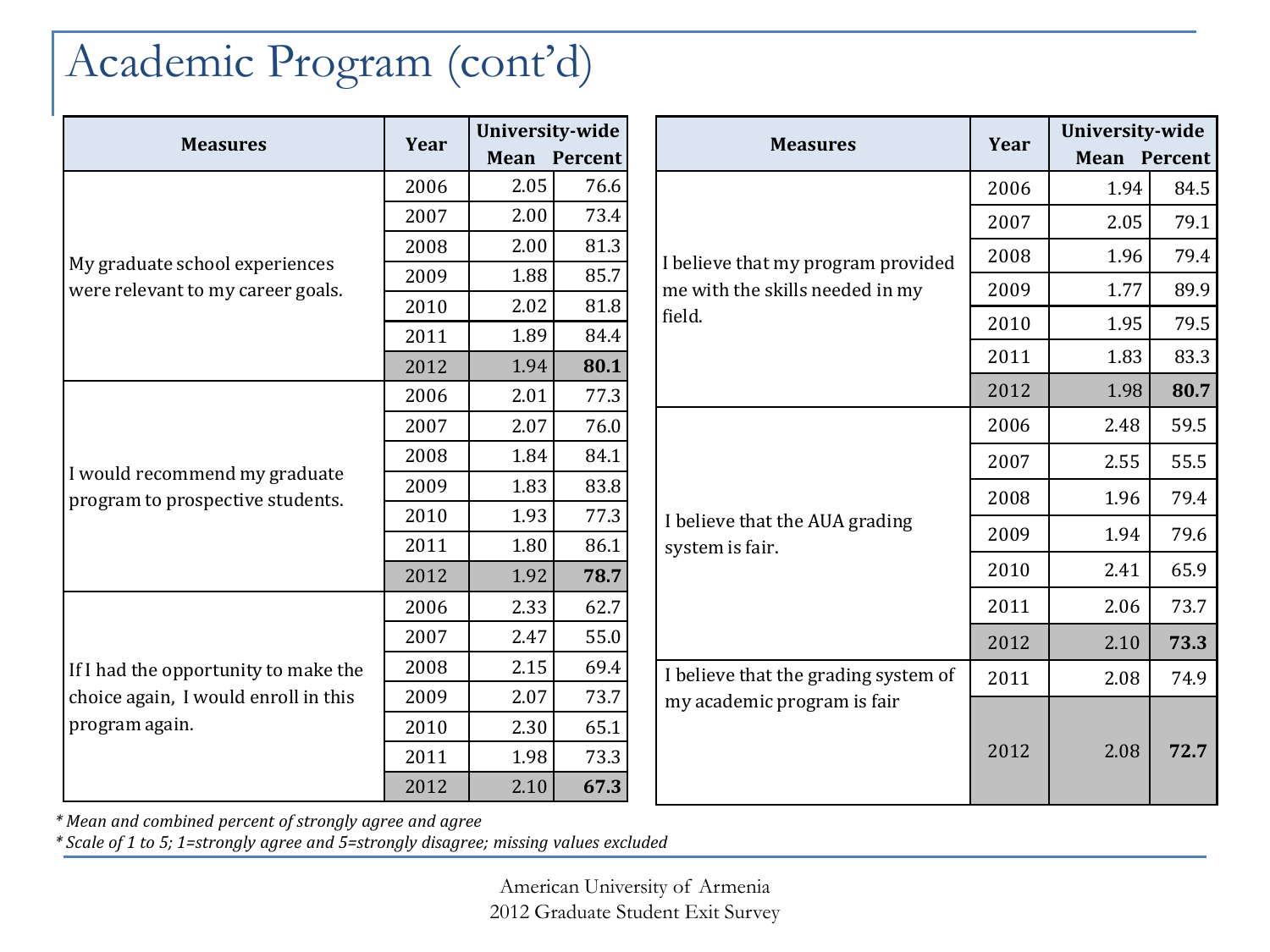# Academic Program (cont'd)

| Measures | Year | University-wide | |
|---|---|---|---|
| | | Mean | Percent |
| My graduate school experiences were relevant to my career goals. | 2006 | 2.05 | 76.6 |
| | 2007 | 2.00 | 73.4 |
| | 2008 | 2.00 | 81.3 |
| | 2009 | 1.88 | 85.7 |
| | 2010 | 2.02 | 81.8 |
| | 2011 | 1.89 | 84.4 |
| | 2012 | 1.94 | **80.1** |
| I would recommend my graduate program to prospective students. | 2006 | 2.01 | 77.3 |
| | 2007 | 2.07 | 76.0 |
| | 2008 | 1.84 | 84.1 |
| | 2009 | 1.83 | 83.8 |
| | 2010 | 1.93 | 77.3 |
| | 2011 | 1.80 | 86.1 |
| | 2012 | 1.92 | **78.7** |
| If I had the opportunity to make the choice again, I would enroll in this program again. | 2006 | 2.33 | 62.7 |
| | 2007 | 2.47 | 55.0 |
| | 2008 | 2.15 | 69.4 |
| | 2009 | 2.07 | 73.7 |
| | 2010 | 2.30 | 65.1 |
| | 2011 | 1.98 | 73.3 |
| | 2012 | 2.10 | **67.3** |

| Measures | Year | University-wide | |
|---|---|---|---|
| | | Mean | Percent |
| I believe that my program provided me with the skills needed in my field. | 2006 | 1.94 | 84.5 |
| | 2007 | 2.05 | 79.1 |
| | 2008 | 1.96 | 79.4 |
| | 2009 | 1.77 | 89.9 |
| | 2010 | 1.95 | 79.5 |
| | 2011 | 1.83 | 83.3 |
| | 2012 | 1.98 | **80.7** |
| I believe that the AUA grading system is fair. | 2006 | 2.48 | 59.5 |
| | 2007 | 2.55 | 55.5 |
| | 2008 | 1.96 | 79.4 |
| | 2009 | 1.94 | 79.6 |
| | 2010 | 2.41 | 65.9 |
| | 2011 | 2.06 | 73.7 |
| | 2012 | 2.10 | **73.3** |
| I believe that the grading system of my academic program is fair | 2011 | 2.08 | 74.9 |
| | 2012 | 2.08 | **72.7** |

*\* Mean and combined percent of strongly agree and agree*

*\* Scale of 1 to 5; 1=strongly agree and 5=strongly disagree; missing values excluded*

American University of Armenia
2012 Graduate Student Exit Survey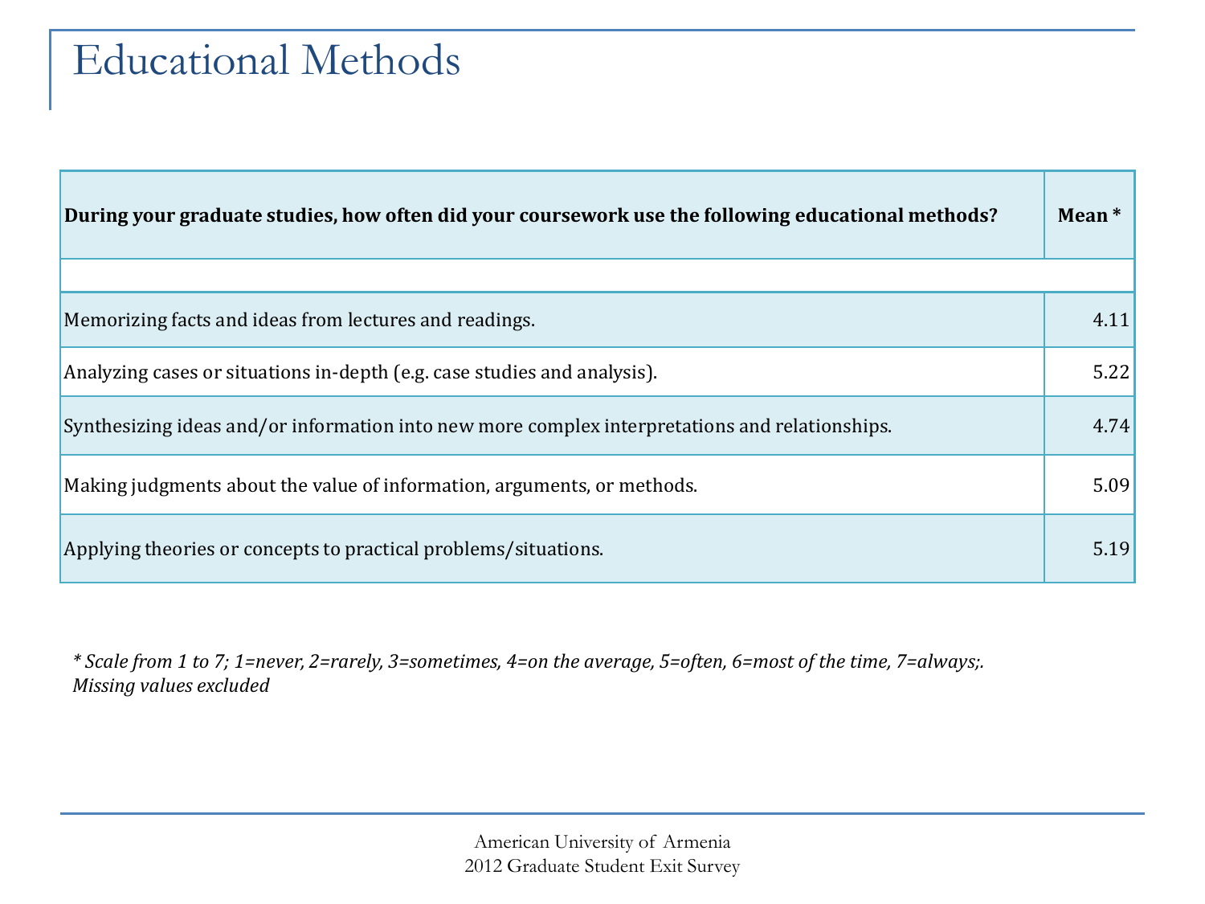# Educational Methods

| During your graduate studies, how often did your coursework use the following educational methods? | Mean * |
|---|---|
| | |
| Memorizing facts and ideas from lectures and readings. | 4.11 |
| Analyzing cases or situations in-depth (e.g. case studies and analysis). | 5.22 |
| Synthesizing ideas and/or information into new more complex interpretations and relationships. | 4.74 |
| Making judgments about the value of information, arguments, or methods. | 5.09 |
| Applying theories or concepts to practical problems/situations. | 5.19 |

*\* Scale from 1 to 7; 1=never, 2=rarely, 3=sometimes, 4=on the average, 5=often, 6=most of the time, 7=always;. Missing values excluded*

American University of Armenia
2012 Graduate Student Exit Survey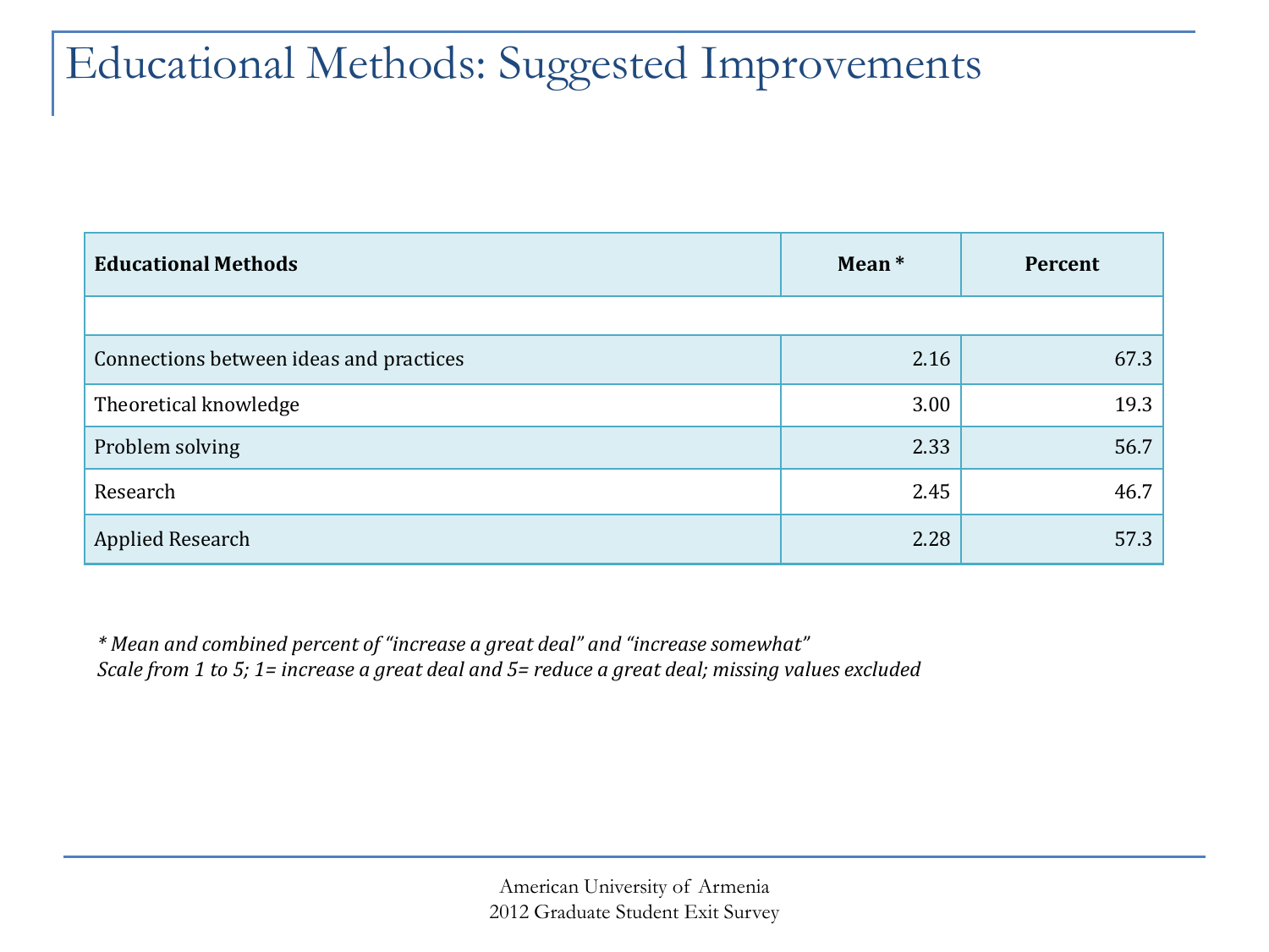# Educational Methods: Suggested Improvements

| Educational Methods | Mean * | Percent |
|---|---|---|
| | | |
| Connections between ideas and practices | 2.16 | 67.3 |
| Theoretical knowledge | 3.00 | 19.3 |
| Problem solving | 2.33 | 56.7 |
| Research | 2.45 | 46.7 |
| Applied Research | 2.28 | 57.3 |

*\* Mean and combined percent of "increase a great deal" and "increase somewhat"*
*Scale from 1 to 5; 1= increase a great deal and 5= reduce a great deal; missing values excluded*

American University of Armenia
2012 Graduate Student Exit Survey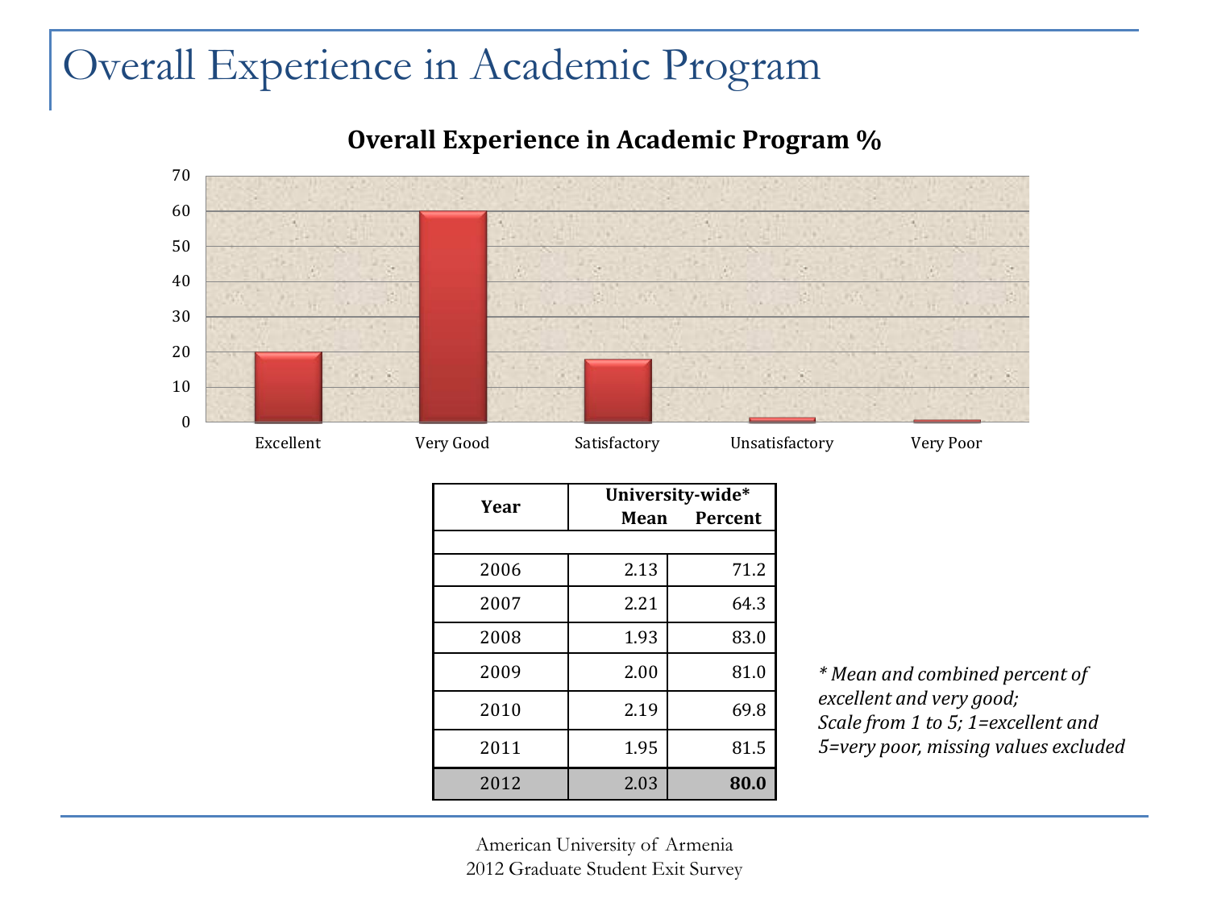# Overall Experience in Academic Program

**Overall Experience in Academic Program %**

| Category | % |
|---|---|
| Excellent | ~20 |
| Very Good | ~60 |
| Satisfactory | ~18 |
| Unsatisfactory | ~1 |
| Very Poor | ~1 |

| Year | University-wide* Mean | Percent |
|---|---|---|
| 2006 | 2.13 | 71.2 |
| 2007 | 2.21 | 64.3 |
| 2008 | 1.93 | 83.0 |
| 2009 | 2.00 | 81.0 |
| 2010 | 2.19 | 69.8 |
| 2011 | 1.95 | 81.5 |
| 2012 | 2.03 | **80.0** |

*\* Mean and combined percent of excellent and very good; Scale from 1 to 5; 1=excellent and 5=very poor, missing values excluded*

American University of Armenia
2012 Graduate Student Exit Survey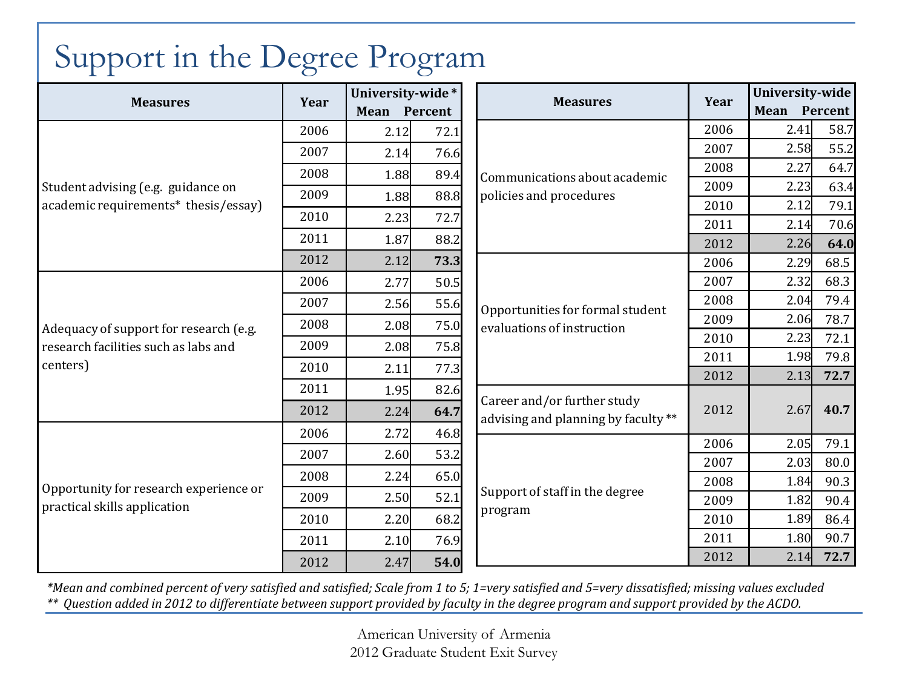# Support in the Degree Program

| Measures | Year | University-wide* | |
|---|---|---|---|
| | | Mean | Percent |
| Student advising (e.g. guidance on academic requirements* thesis/essay) | 2006 | 2.12 | 72.1 |
| | 2007 | 2.14 | 76.6 |
| | 2008 | 1.88 | 89.4 |
| | 2009 | 1.88 | 88.8 |
| | 2010 | 2.23 | 72.7 |
| | 2011 | 1.87 | 88.2 |
| | 2012 | 2.12 | **73.3** |
| Adequacy of support for research (e.g. research facilities such as labs and centers) | 2006 | 2.77 | 50.5 |
| | 2007 | 2.56 | 55.6 |
| | 2008 | 2.08 | 75.0 |
| | 2009 | 2.08 | 75.8 |
| | 2010 | 2.11 | 77.3 |
| | 2011 | 1.95 | 82.6 |
| | 2012 | 2.24 | **64.7** |
| Opportunity for research experience or practical skills application | 2006 | 2.72 | 46.8 |
| | 2007 | 2.60 | 53.2 |
| | 2008 | 2.24 | 65.0 |
| | 2009 | 2.50 | 52.1 |
| | 2010 | 2.20 | 68.2 |
| | 2011 | 2.10 | 76.9 |
| | 2012 | 2.47 | **54.0** |

| Measures | Year | University-wide | |
|---|---|---|---|
| | | Mean | Percent |
| Communications about academic policies and procedures | 2006 | 2.41 | 58.7 |
| | 2007 | 2.58 | 55.2 |
| | 2008 | 2.27 | 64.7 |
| | 2009 | 2.23 | 63.4 |
| | 2010 | 2.12 | 79.1 |
| | 2011 | 2.14 | 70.6 |
| | 2012 | 2.26 | **64.0** |
| Opportunities for formal student evaluations of instruction | 2006 | 2.29 | 68.5 |
| | 2007 | 2.32 | 68.3 |
| | 2008 | 2.04 | 79.4 |
| | 2009 | 2.06 | 78.7 |
| | 2010 | 2.23 | 72.1 |
| | 2011 | 1.98 | 79.8 |
| | 2012 | 2.13 | **72.7** |
| Career and/or further study advising and planning by faculty ** | 2012 | 2.67 | **40.7** |
| Support of staff in the degree program | 2006 | 2.05 | 79.1 |
| | 2007 | 2.03 | 80.0 |
| | 2008 | 1.84 | 90.3 |
| | 2009 | 1.82 | 90.4 |
| | 2010 | 1.89 | 86.4 |
| | 2011 | 1.80 | 90.7 |
| | 2012 | 2.14 | **72.7** |

*\*Mean and combined percent of very satisfied and satisfied; Scale from 1 to 5; 1=very satisfied and 5=very dissatisfied; missing values excluded*
*\*\* Question added in 2012 to differentiate between support provided by faculty in the degree program and support provided by the ACDO.*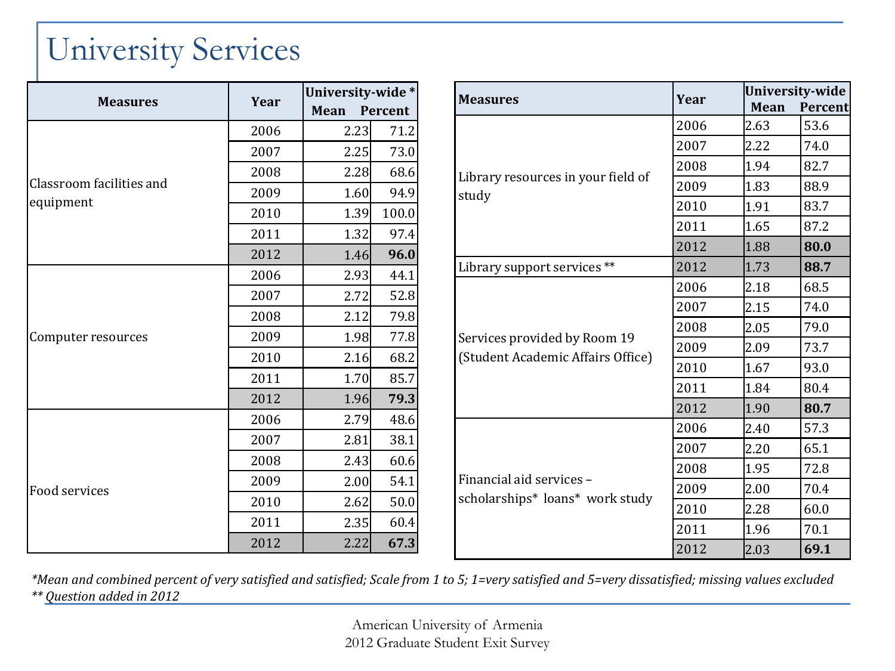# University Services

| Measures | Year | University-wide * | |
|---|---|---|---|
| | | Mean | Percent |
| Classroom facilities and equipment | 2006 | 2.23 | 71.2 |
| | 2007 | 2.25 | 73.0 |
| | 2008 | 2.28 | 68.6 |
| | 2009 | 1.60 | 94.9 |
| | 2010 | 1.39 | 100.0 |
| | 2011 | 1.32 | 97.4 |
| | 2012 | 1.46 | **96.0** |
| Computer resources | 2006 | 2.93 | 44.1 |
| | 2007 | 2.72 | 52.8 |
| | 2008 | 2.12 | 79.8 |
| | 2009 | 1.98 | 77.8 |
| | 2010 | 2.16 | 68.2 |
| | 2011 | 1.70 | 85.7 |
| | 2012 | 1.96 | **79.3** |
| Food services | 2006 | 2.79 | 48.6 |
| | 2007 | 2.81 | 38.1 |
| | 2008 | 2.43 | 60.6 |
| | 2009 | 2.00 | 54.1 |
| | 2010 | 2.62 | 50.0 |
| | 2011 | 2.35 | 60.4 |
| | 2012 | 2.22 | **67.3** |

| Measures | Year | University-wide | |
|---|---|---|---|
| | | Mean | Percent |
| Library resources in your field of study | 2006 | 2.63 | 53.6 |
| | 2007 | 2.22 | 74.0 |
| | 2008 | 1.94 | 82.7 |
| | 2009 | 1.83 | 88.9 |
| | 2010 | 1.91 | 83.7 |
| | 2011 | 1.65 | 87.2 |
| | 2012 | 1.88 | **80.0** |
| Library support services ** | 2012 | 1.73 | **88.7** |
| Services provided by Room 19 (Student Academic Affairs Office) | 2006 | 2.18 | 68.5 |
| | 2007 | 2.15 | 74.0 |
| | 2008 | 2.05 | 79.0 |
| | 2009 | 2.09 | 73.7 |
| | 2010 | 1.67 | 93.0 |
| | 2011 | 1.84 | 80.4 |
| | 2012 | 1.90 | **80.7** |
| Financial aid services – scholarships* loans* work study | 2006 | 2.40 | 57.3 |
| | 2007 | 2.20 | 65.1 |
| | 2008 | 1.95 | 72.8 |
| | 2009 | 2.00 | 70.4 |
| | 2010 | 2.28 | 60.0 |
| | 2011 | 1.96 | 70.1 |
| | 2012 | 2.03 | **69.1** |

*\*Mean and combined percent of very satisfied and satisfied; Scale from 1 to 5; 1=very satisfied and 5=very dissatisfied; missing values excluded*
*\*\* Question added in 2012*

American University of Armenia
2012 Graduate Student Exit Survey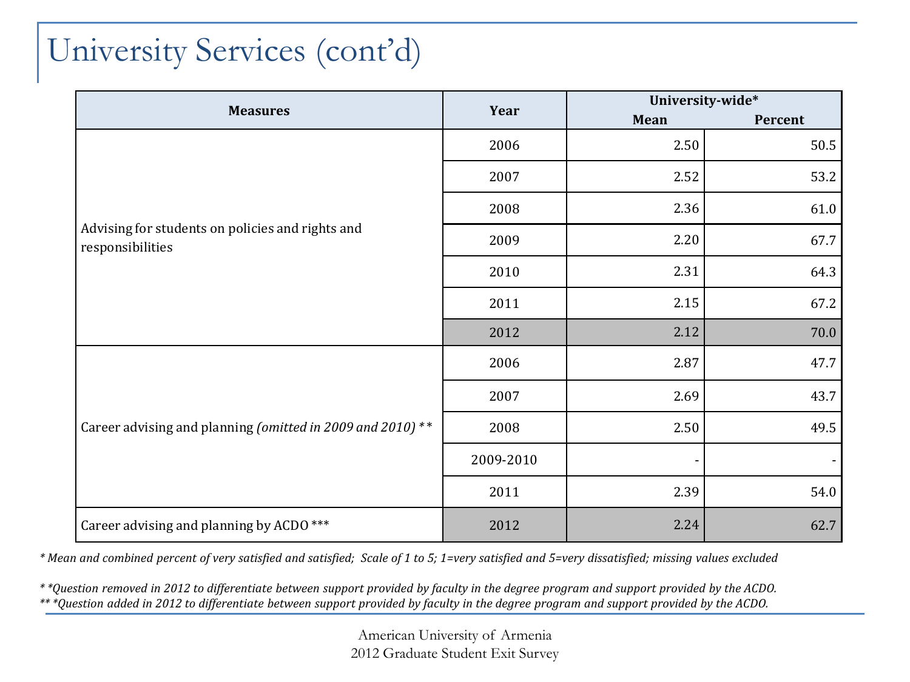# University Services (cont'd)

| Measures | Year | University-wide* | |
|---|---|---|---|
| | | Mean | Percent |
| Advising for students on policies and rights and responsibilities | 2006 | 2.50 | 50.5 |
| | 2007 | 2.52 | 53.2 |
| | 2008 | 2.36 | 61.0 |
| | 2009 | 2.20 | 67.7 |
| | 2010 | 2.31 | 64.3 |
| | 2011 | 2.15 | 67.2 |
| | 2012 | 2.12 | 70.0 |
| Career advising and planning *(omitted in 2009 and 2010)* ** | 2006 | 2.87 | 47.7 |
| | 2007 | 2.69 | 43.7 |
| | 2008 | 2.50 | 49.5 |
| | 2009-2010 | - | - |
| | 2011 | 2.39 | 54.0 |
| Career advising and planning by ACDO *** | 2012 | 2.24 | 62.7 |

*\* Mean and combined percent of very satisfied and satisfied; Scale of 1 to 5; 1=very satisfied and 5=very dissatisfied; missing values excluded*

*\* \*Question removed in 2012 to differentiate between support provided by faculty in the degree program and support provided by the ACDO.*
*\*\* \*Question added in 2012 to differentiate between support provided by faculty in the degree program and support provided by the ACDO.*

American University of Armenia
2012 Graduate Student Exit Survey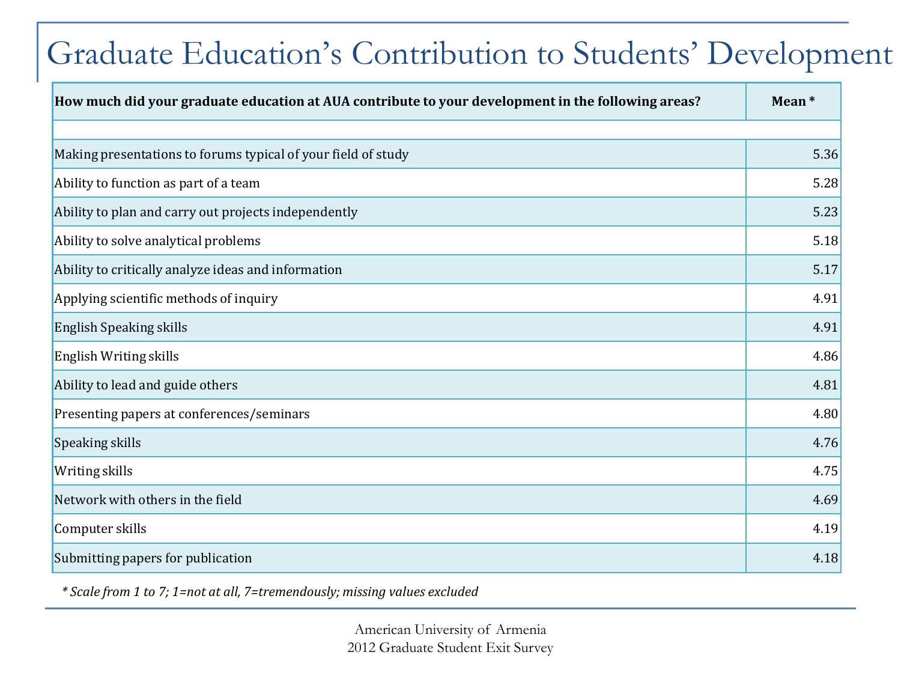# Graduate Education's Contribution to Students' Development

| How much did your graduate education at AUA contribute to your development in the following areas? | Mean * |
|---|---|
| | |
| Making presentations to forums typical of your field of study | 5.36 |
| Ability to function as part of a team | 5.28 |
| Ability to plan and carry out projects independently | 5.23 |
| Ability to solve analytical problems | 5.18 |
| Ability to critically analyze ideas and information | 5.17 |
| Applying scientific methods of inquiry | 4.91 |
| English Speaking skills | 4.91 |
| English Writing skills | 4.86 |
| Ability to lead and guide others | 4.81 |
| Presenting papers at conferences/seminars | 4.80 |
| Speaking skills | 4.76 |
| Writing skills | 4.75 |
| Network with others in the field | 4.69 |
| Computer skills | 4.19 |
| Submitting papers for publication | 4.18 |

*\* Scale from 1 to 7; 1=not at all, 7=tremendously; missing values excluded*

American University of Armenia
2012 Graduate Student Exit Survey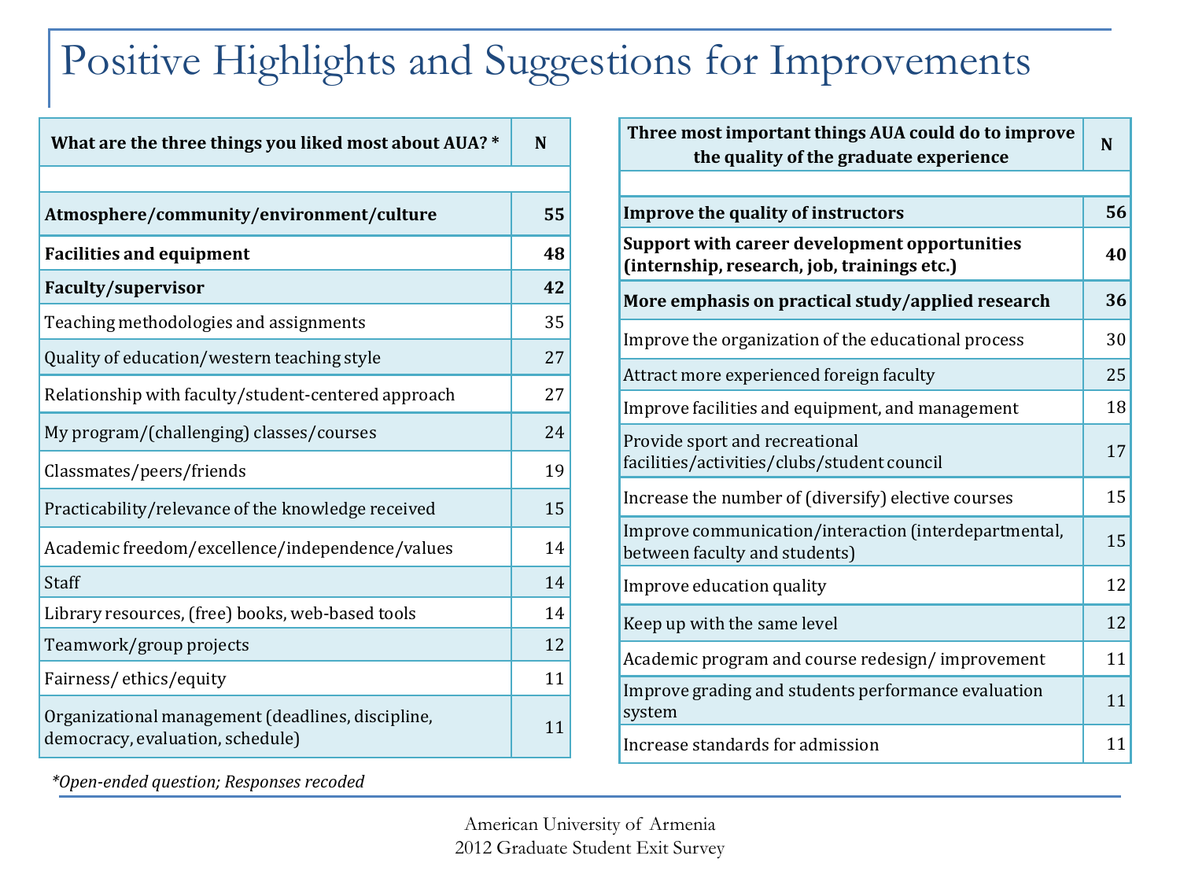# Positive Highlights and Suggestions for Improvements

| What are the three things you liked most about AUA? * | N |
|---|---|
| | |
| **Atmosphere/community/environment/culture** | **55** |
| **Facilities and equipment** | **48** |
| **Faculty/supervisor** | **42** |
| Teaching methodologies and assignments | 35 |
| Quality of education/western teaching style | 27 |
| Relationship with faculty/student-centered approach | 27 |
| My program/(challenging) classes/courses | 24 |
| Classmates/peers/friends | 19 |
| Practicability/relevance of the knowledge received | 15 |
| Academic freedom/excellence/independence/values | 14 |
| Staff | 14 |
| Library resources, (free) books, web-based tools | 14 |
| Teamwork/group projects | 12 |
| Fairness/ ethics/equity | 11 |
| Organizational management (deadlines, discipline, democracy, evaluation, schedule) | 11 |

*Open-ended question; Responses recoded

| Three most important things AUA could do to improve the quality of the graduate experience | N |
|---|---|
| | |
| **Improve the quality of instructors** | **56** |
| **Support with career development opportunities (internship, research, job, trainings etc.)** | **40** |
| **More emphasis on practical study/applied research** | **36** |
| Improve the organization of the educational process | 30 |
| Attract more experienced foreign faculty | 25 |
| Improve facilities and equipment, and management | 18 |
| Provide sport and recreational facilities/activities/clubs/student council | 17 |
| Increase the number of (diversify) elective courses | 15 |
| Improve communication/interaction (interdepartmental, between faculty and students) | 15 |
| Improve education quality | 12 |
| Keep up with the same level | 12 |
| Academic program and course redesign/ improvement | 11 |
| Improve grading and students performance evaluation system | 11 |
| Increase standards for admission | 11 |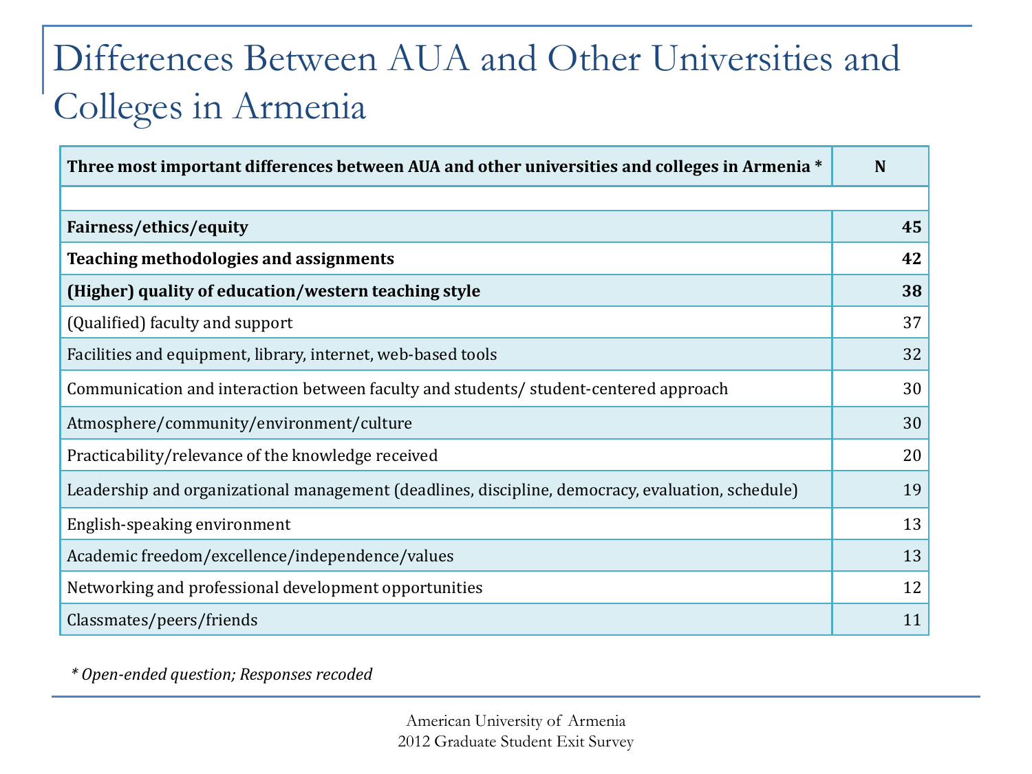# Differences Between AUA and Other Universities and Colleges in Armenia

| Three most important differences between AUA and other universities and colleges in Armenia * | N |
|---|---|
| | |
| **Fairness/ethics/equity** | **45** |
| **Teaching methodologies and assignments** | **42** |
| **(Higher) quality of education/western teaching style** | **38** |
| (Qualified) faculty and support | 37 |
| Facilities and equipment, library, internet, web-based tools | 32 |
| Communication and interaction between faculty and students/ student-centered approach | 30 |
| Atmosphere/community/environment/culture | 30 |
| Practicability/relevance of the knowledge received | 20 |
| Leadership and organizational management (deadlines, discipline, democracy, evaluation, schedule) | 19 |
| English-speaking environment | 13 |
| Academic freedom/excellence/independence/values | 13 |
| Networking and professional development opportunities | 12 |
| Classmates/peers/friends | 11 |

*\* Open-ended question; Responses recoded*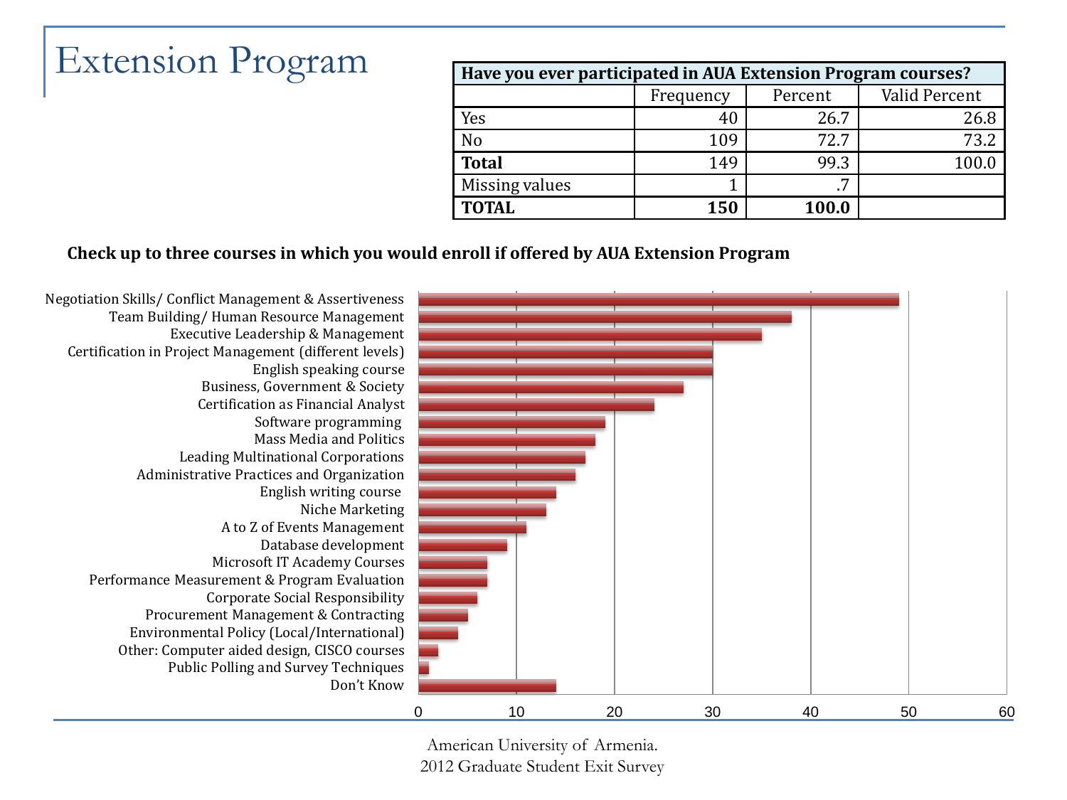# Extension Program

| Have you ever participated in AUA Extension Program courses? | | | |
|---|---|---|---|
| | Frequency | Percent | Valid Percent |
| Yes | 40 | 26.7 | 26.8 |
| No | 109 | 72.7 | 73.2 |
| **Total** | 149 | 99.3 | 100.0 |
| Missing values | 1 | .7 | |
| **TOTAL** | **150** | **100.0** | |

**Check up to three courses in which you would enroll if offered by AUA Extension Program**

| Course | Count |
|---|---|
| Negotiation Skills/ Conflict Management & Assertiveness | 49 |
| Team Building/ Human Resource Management | 38 |
| Executive Leadership & Management | 35 |
| Certification in Project Management (different levels) | 30 |
| English speaking course | 30 |
| Business, Government & Society | 27 |
| Certification as Financial Analyst | 24 |
| Software programming | 19 |
| Mass Media and Politics | 18 |
| Leading Multinational Corporations | 17 |
| Administrative Practices and Organization | 16 |
| English writing course | 14 |
| Niche Marketing | 13 |
| A to Z of Events Management | 11 |
| Database development | 9 |
| Microsoft IT Academy Courses | 7 |
| Performance Measurement & Program Evaluation | 7 |
| Corporate Social Responsibility | 6 |
| Procurement Management & Contracting | 5 |
| Environmental Policy (Local/International) | 4 |
| Other: Computer aided design, CISCO courses | 2 |
| Public Polling and Survey Techniques | 1 |
| Don't Know | 14 |

American University of Armenia.
2012 Graduate Student Exit Survey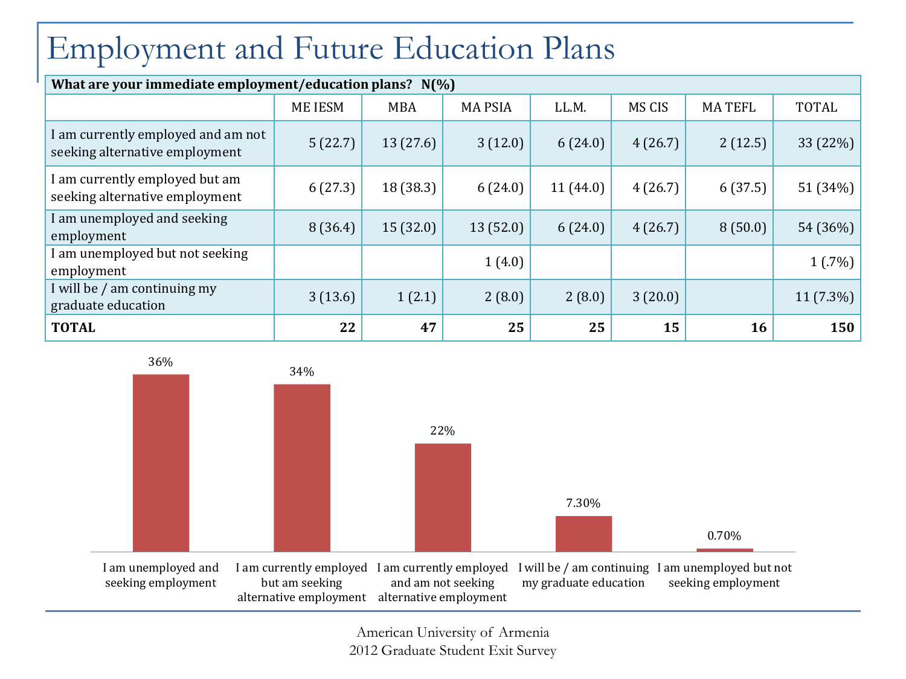# Employment and Future Education Plans

| What are your immediate employment/education plans? N(%) | | | | | | | |
|---|---|---|---|---|---|---|---|
| | ME IESM | MBA | MA PSIA | LL.M. | MS CIS | MA TEFL | TOTAL |
| I am currently employed and am not seeking alternative employment | 5 (22.7) | 13 (27.6) | 3 (12.0) | 6 (24.0) | 4 (26.7) | 2 (12.5) | 33 (22%) |
| I am currently employed but am seeking alternative employment | 6 (27.3) | 18 (38.3) | 6 (24.0) | 11 (44.0) | 4 (26.7) | 6 (37.5) | 51 (34%) |
| I am unemployed and seeking employment | 8 (36.4) | 15 (32.0) | 13 (52.0) | 6 (24.0) | 4 (26.7) | 8 (50.0) | 54 (36%) |
| I am unemployed but not seeking employment | | | 1 (4.0) | | | | 1 (.7%) |
| I will be / am continuing my graduate education | 3 (13.6) | 1 (2.1) | 2 (8.0) | 2 (8.0) | 3 (20.0) | | 11 (7.3%) |
| **TOTAL** | **22** | **47** | **25** | **25** | **15** | **16** | **150** |

| Response | Percentage |
|---|---|
| I am unemployed and seeking employment | 36% |
| I am currently employed but am seeking alternative employment | 34% |
| I am currently employed and am not seeking alternative employment | 22% |
| I will be / am continuing my graduate education | 7.30% |
| I am unemployed but not seeking employment | 0.70% |

American University of Armenia
2012 Graduate Student Exit Survey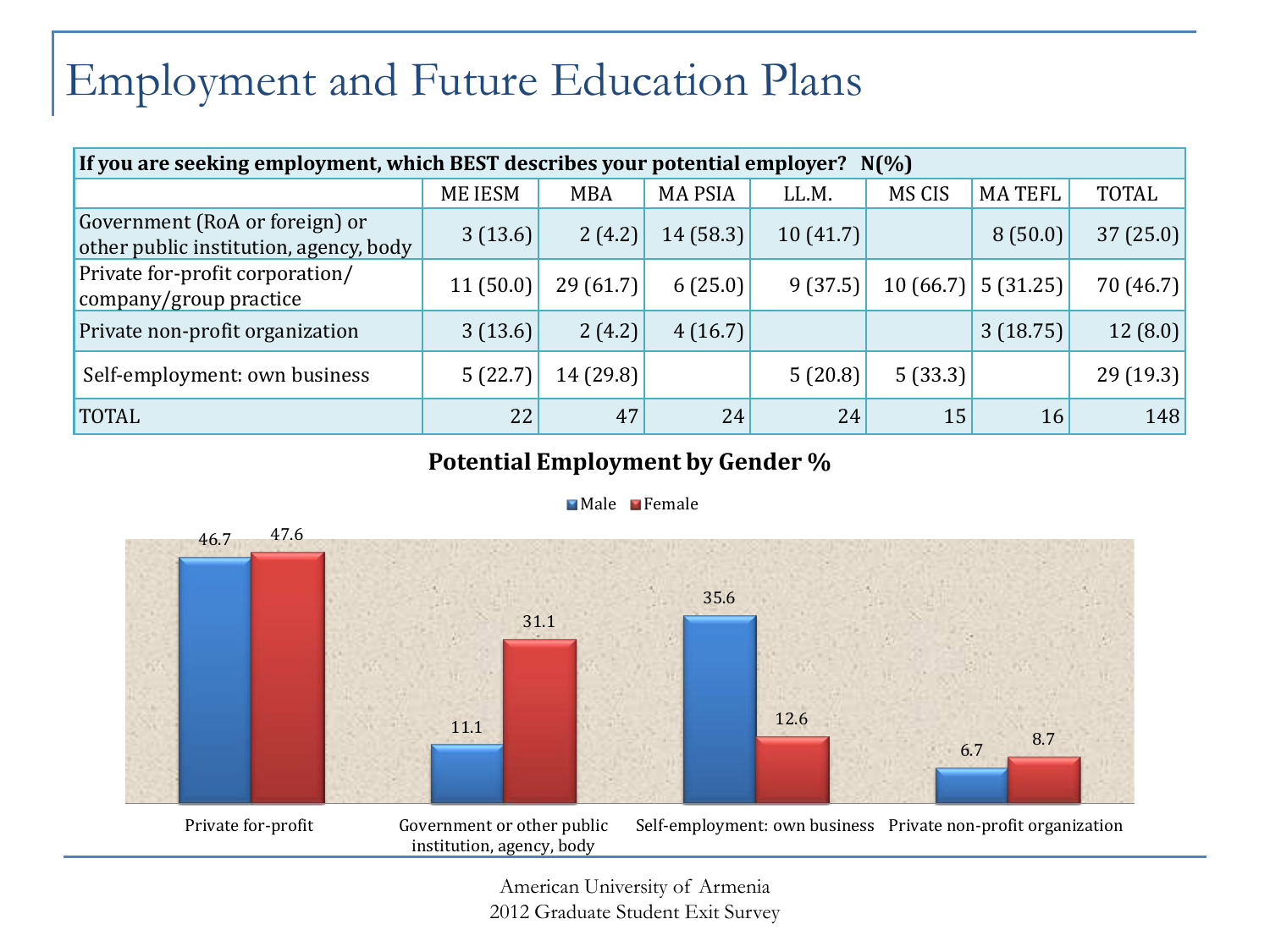# Employment and Future Education Plans

| If you are seeking employment, which BEST describes your potential employer? N(%) | | | | | | | |
|---|---|---|---|---|---|---|---|
| | ME IESM | MBA | MA PSIA | LL.M. | MS CIS | MA TEFL | TOTAL |
| Government (RoA or foreign) or other public institution, agency, body | 3 (13.6) | 2 (4.2) | 14 (58.3) | 10 (41.7) | | 8 (50.0) | 37 (25.0) |
| Private for-profit corporation/ company/group practice | 11 (50.0) | 29 (61.7) | 6 (25.0) | 9 (37.5) | 10 (66.7) | 5 (31.25) | 70 (46.7) |
| Private non-profit organization | 3 (13.6) | 2 (4.2) | 4 (16.7) | | | 3 (18.75) | 12 (8.0) |
| Self-employment: own business | 5 (22.7) | 14 (29.8) | | 5 (20.8) | 5 (33.3) | | 29 (19.3) |
| TOTAL | 22 | 47 | 24 | 24 | 15 | 16 | 148 |

**Potential Employment by Gender %**

| | Male | Female |
|---|---|---|
| Private for-profit | 46.7 | 47.6 |
| Government or other public institution, agency, body | 11.1 | 31.1 |
| Self-employment: own business | 35.6 | 12.6 |
| Private non-profit organization | 6.7 | 8.7 |

American University of Armenia
2012 Graduate Student Exit Survey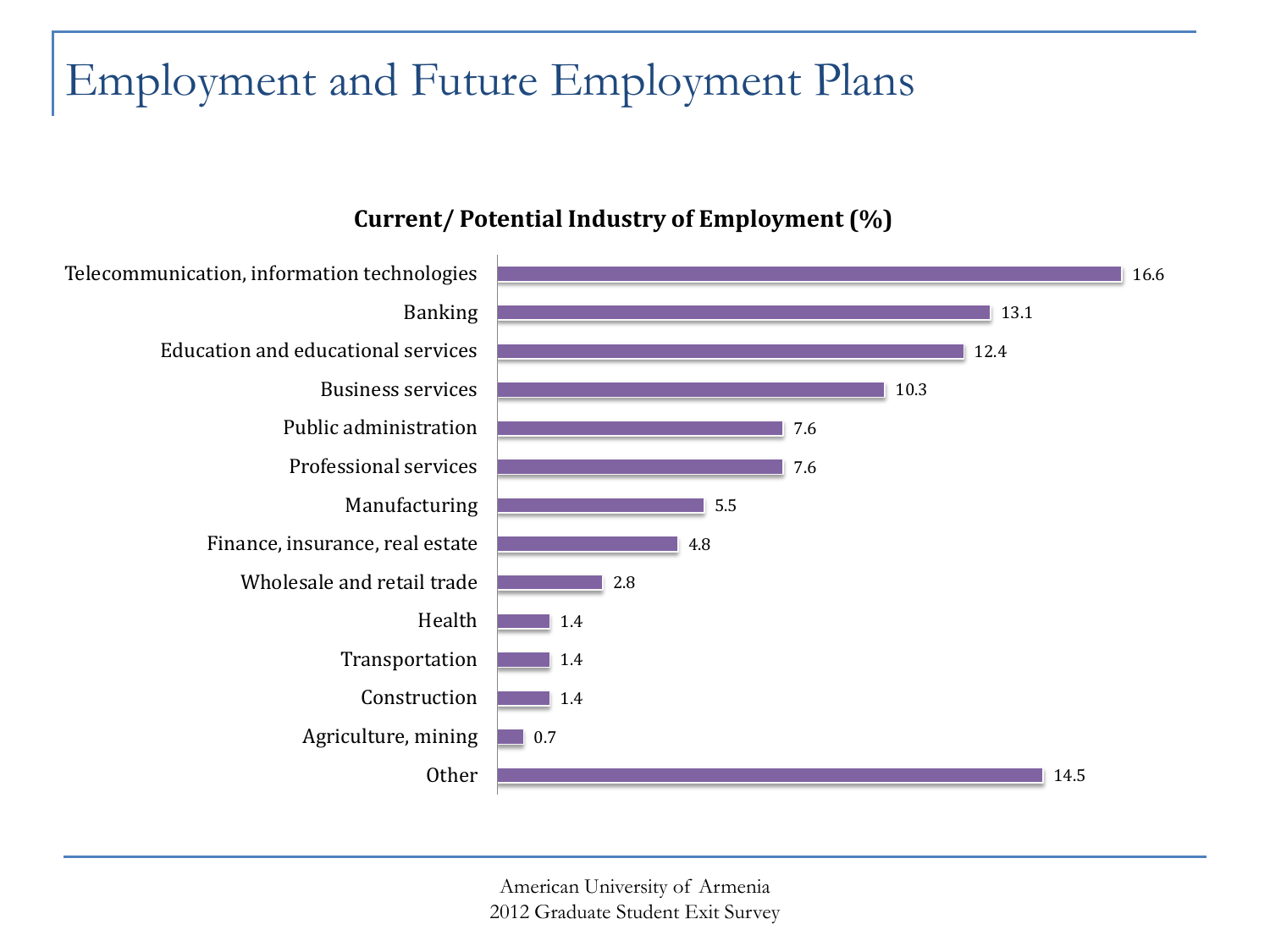# Employment and Future Employment Plans

**Current/ Potential Industry of Employment (%)**

| Industry | % |
|---|---|
| Telecommunication, information technologies | 16.6 |
| Banking | 13.1 |
| Education and educational services | 12.4 |
| Business services | 10.3 |
| Public administration | 7.6 |
| Professional services | 7.6 |
| Manufacturing | 5.5 |
| Finance, insurance, real estate | 4.8 |
| Wholesale and retail trade | 2.8 |
| Health | 1.4 |
| Transportation | 1.4 |
| Construction | 1.4 |
| Agriculture, mining | 0.7 |
| Other | 14.5 |

American University of Armenia
2012 Graduate Student Exit Survey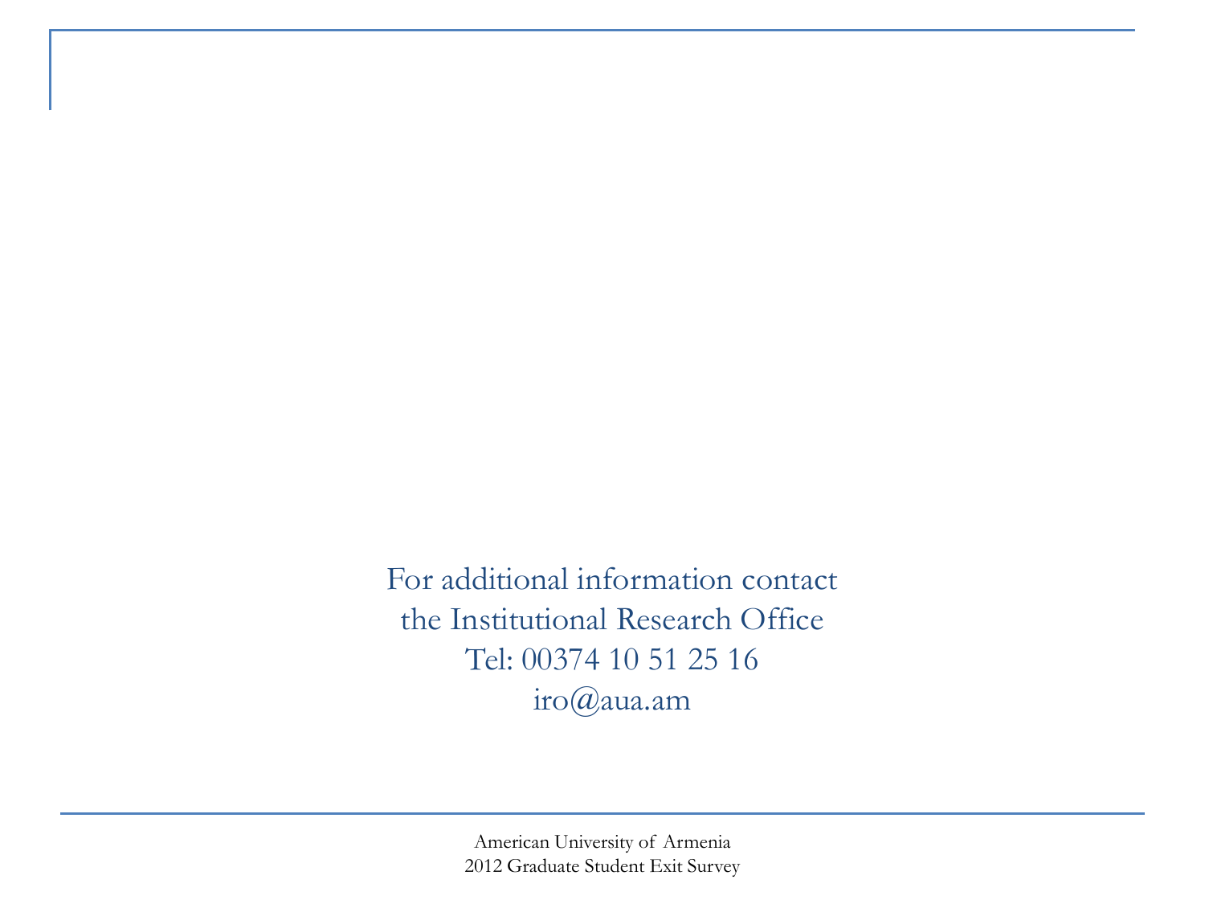For additional information contact
the Institutional Research Office
Tel: 00374 10 51 25 16
iro@aua.am